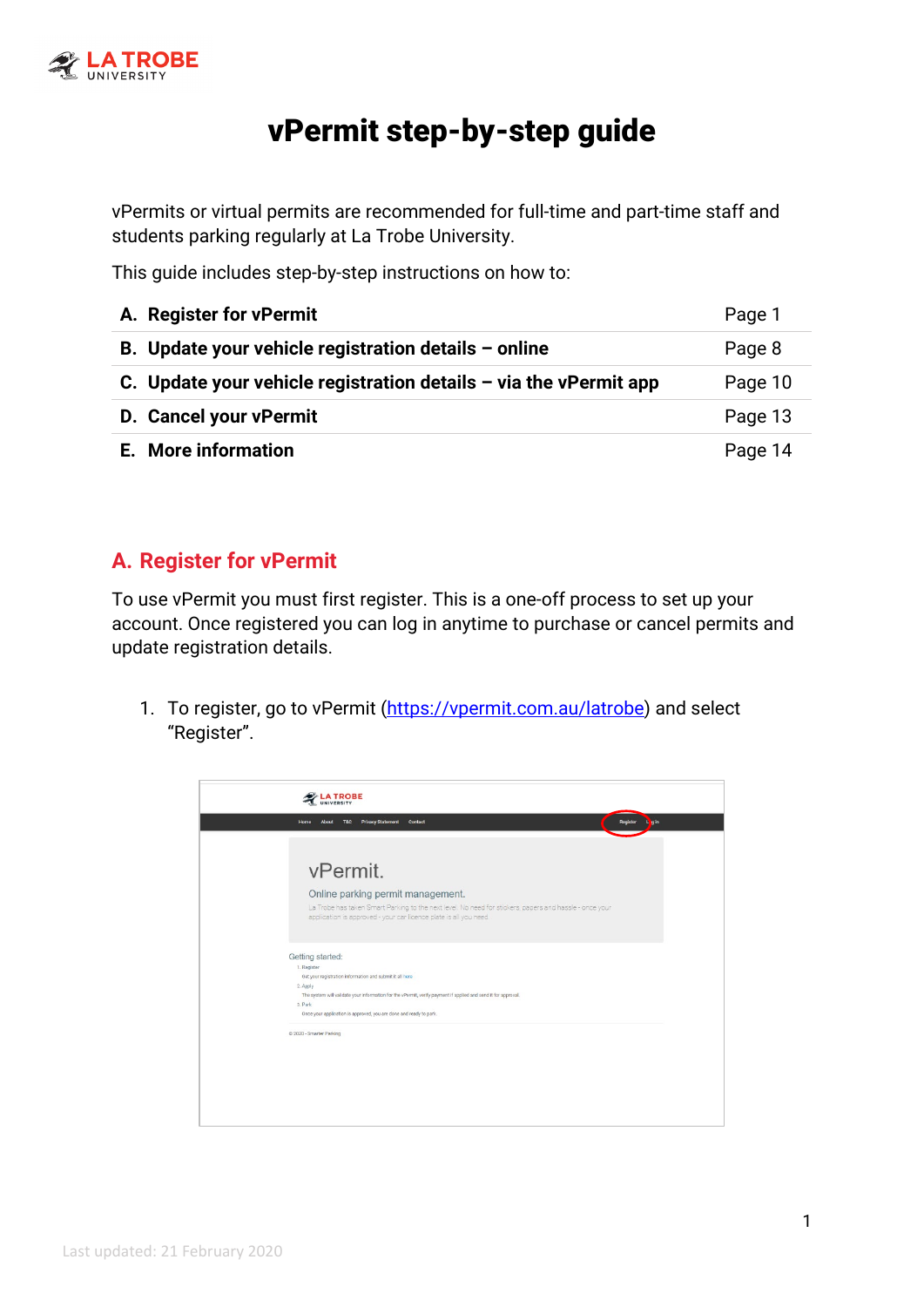# vPermit step-by-step guide

vPermits or virtual permits are recommended for full-time and part-time staff and students parking regularly at La Trobe University.

This guide includes step-by-step instructions on how to:

| | |
|---|---|
| **A. Register for vPermit** | Page 1 |
| **B. Update your vehicle registration details – online** | Page 8 |
| **C. Update your vehicle registration details – via the vPermit app** | Page 10 |
| **D. Cancel your vPermit** | Page 13 |
| **E. More information** | Page 14 |

## A. Register for vPermit

To use vPermit you must first register. This is a one-off process to set up your account. Once registered you can log in anytime to purchase or cancel permits and update registration details.

1. To register, go to vPermit (https://vpermit.com.au/latrobe) and select "Register".

Last updated: 21 February 2020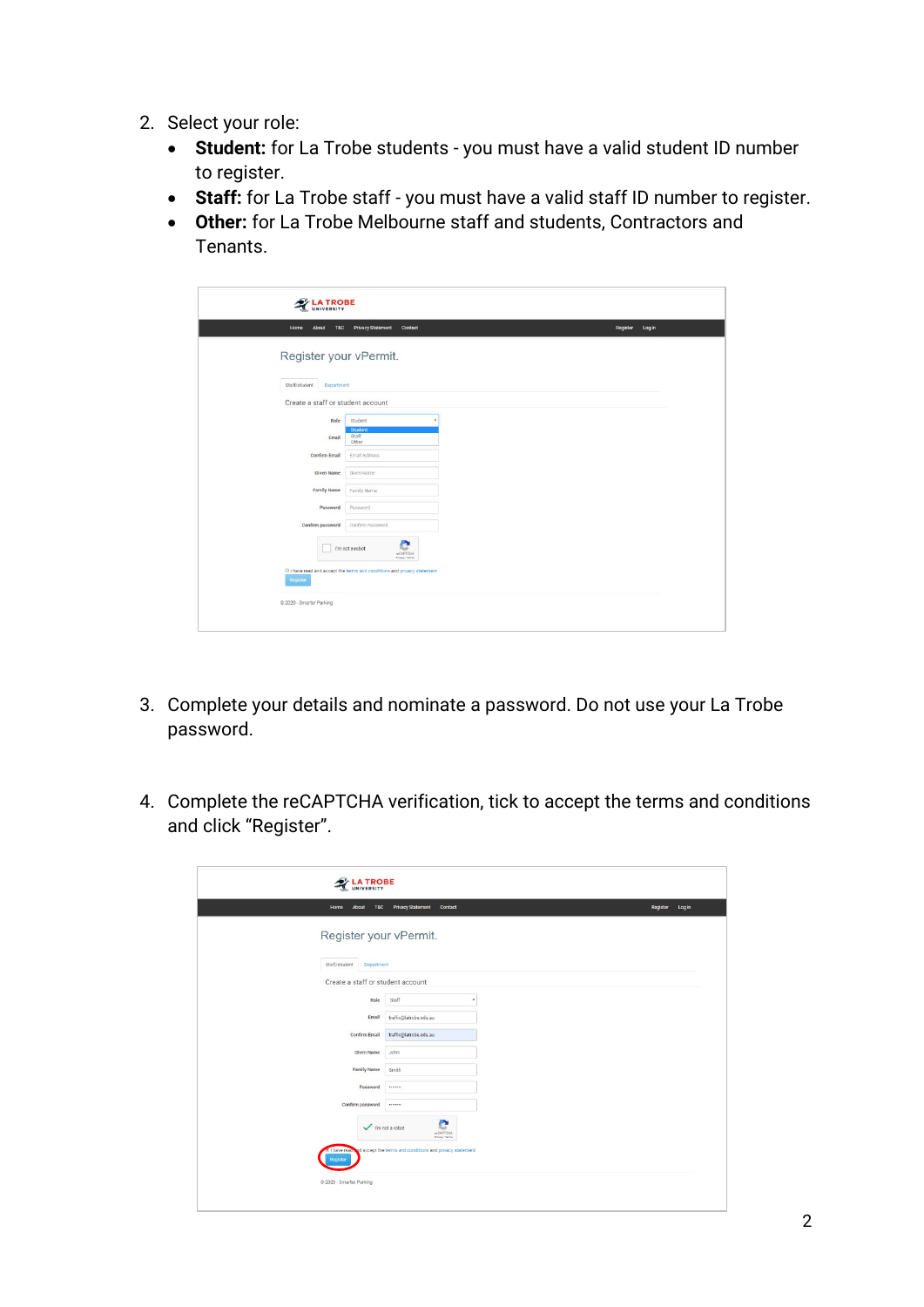2. Select your role:
   - **Student:** for La Trobe students - you must have a valid student ID number to register.
   - **Staff:** for La Trobe staff - you must have a valid staff ID number to register.
   - **Other:** for La Trobe Melbourne staff and students, Contractors and Tenants.

3. Complete your details and nominate a password. Do not use your La Trobe password.

4. Complete the reCAPTCHA verification, tick to accept the terms and conditions and click "Register".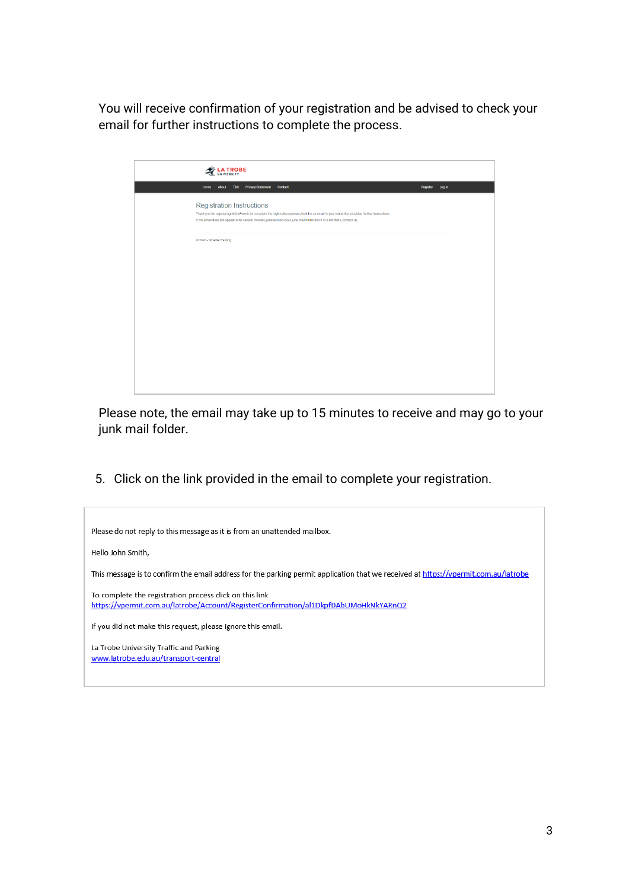You will receive confirmation of your registration and be advised to check your email for further instructions to complete the process.

Please note, the email may take up to 15 minutes to receive and may go to your junk mail folder.

5. Click on the link provided in the email to complete your registration.

Please do not reply to this message as it is from an unattended mailbox.

Hello John Smith,

This message is to confirm the email address for the parking permit application that we received at https://vpermit.com.au/latrobe

To complete the registration process click on this link
https://vpermit.com.au/latrobe/Account/RegisterConfirmation/al1DkpfDAbUMoHkNkYARnQ2

If you did not make this request, please ignore this email.

La Trobe University Traffic and Parking
www.latrobe.edu.au/transport-central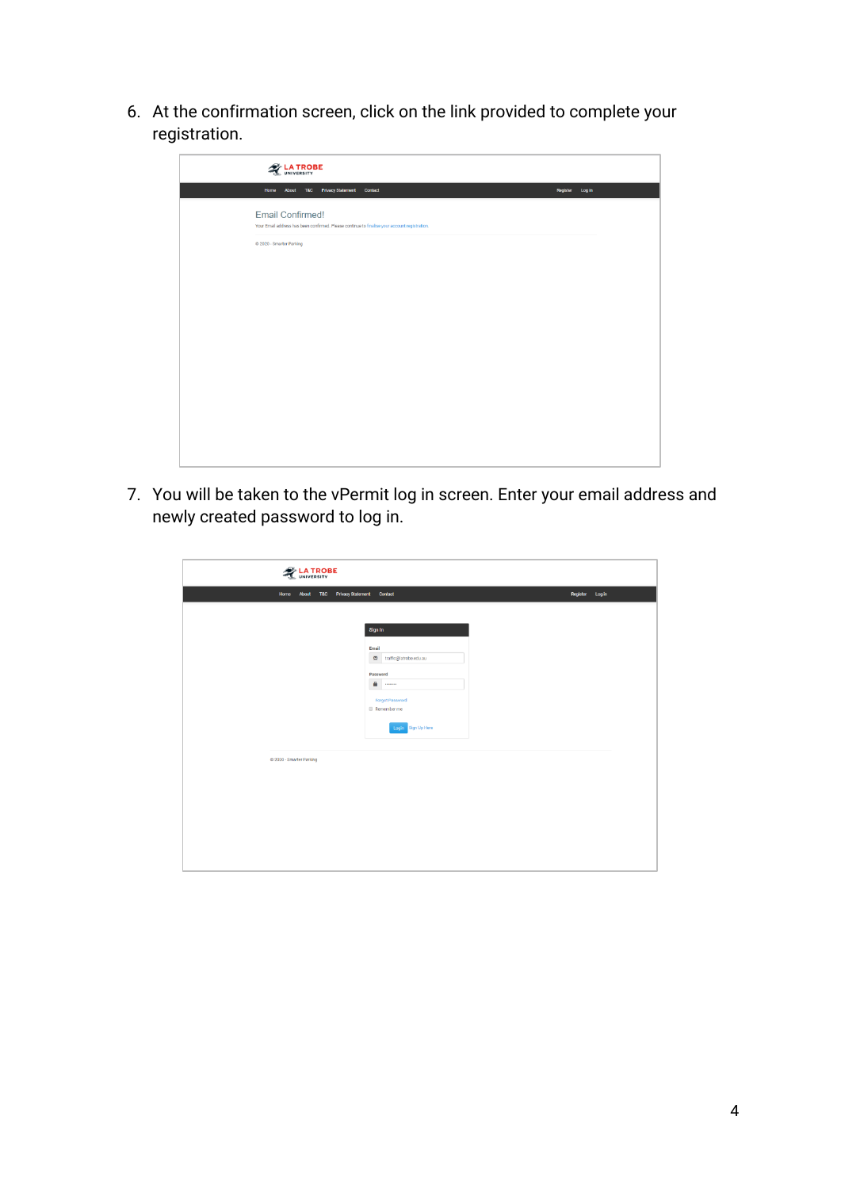6. At the confirmation screen, click on the link provided to complete your registration.

7. You will be taken to the vPermit log in screen. Enter your email address and newly created password to log in.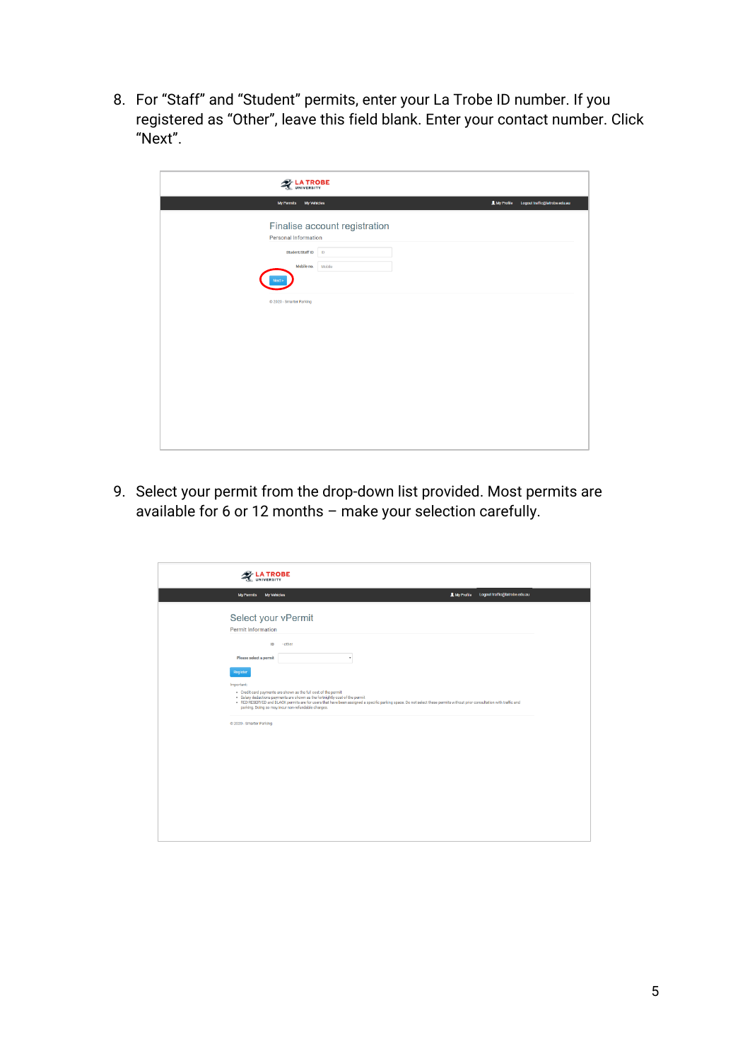8. For "Staff" and "Student" permits, enter your La Trobe ID number. If you registered as "Other", leave this field blank. Enter your contact number. Click "Next".

9. Select your permit from the drop-down list provided. Most permits are available for 6 or 12 months – make your selection carefully.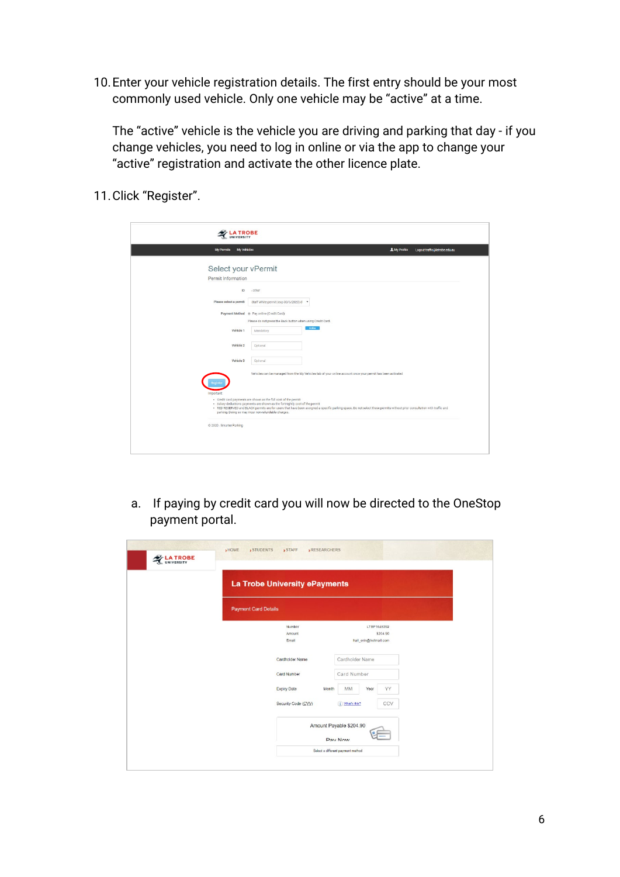10. Enter your vehicle registration details. The first entry should be your most commonly used vehicle. Only one vehicle may be "active" at a time.

    The "active" vehicle is the vehicle you are driving and parking that day - if you change vehicles, you need to log in online or via the app to change your "active" registration and activate the other licence plate.

11. Click "Register".

    a. If paying by credit card you will now be directed to the OneStop payment portal.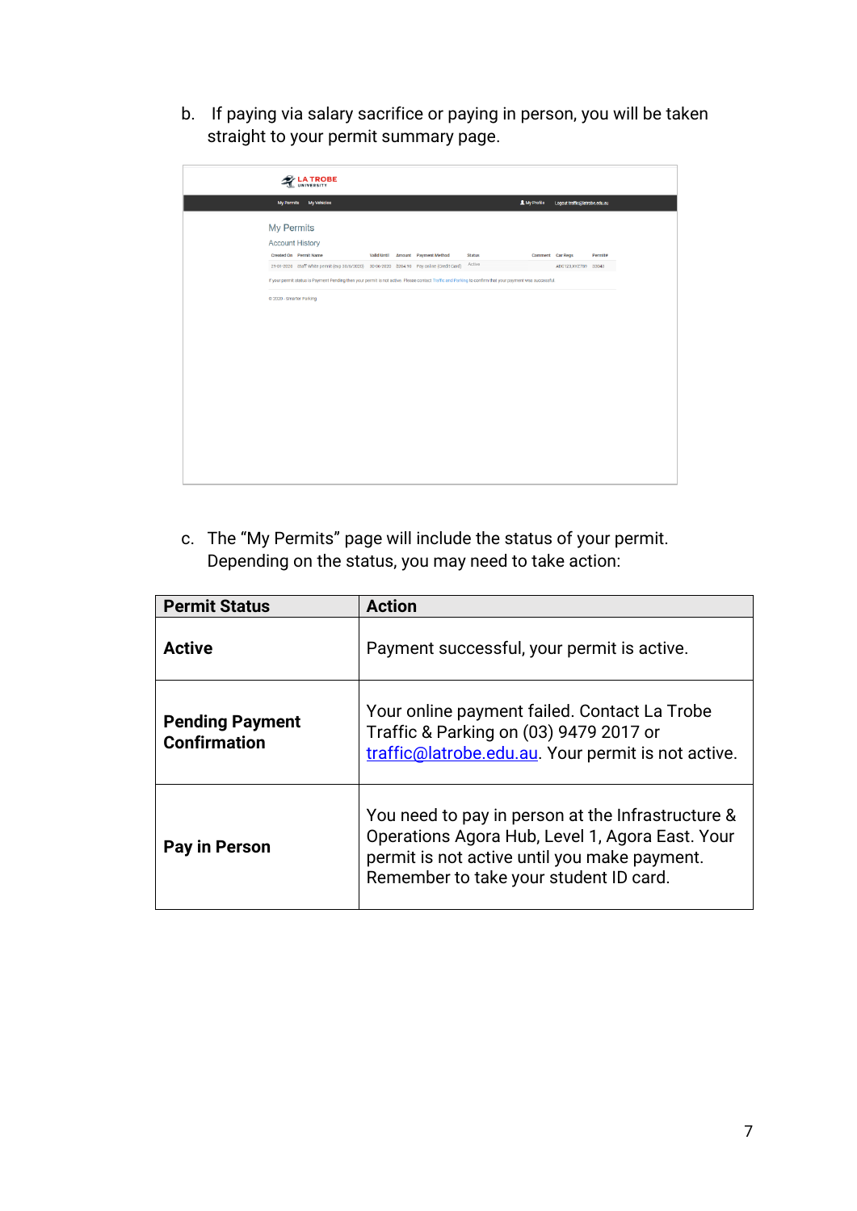b. If paying via salary sacrifice or paying in person, you will be taken straight to your permit summary page.

c. The "My Permits" page will include the status of your permit. Depending on the status, you may need to take action:

| Permit Status | Action |
| --- | --- |
| **Active** | Payment successful, your permit is active. |
| **Pending Payment Confirmation** | Your online payment failed. Contact La Trobe Traffic & Parking on (03) 9479 2017 or [traffic@latrobe.edu.au](mailto:traffic@latrobe.edu.au). Your permit is not active. |
| **Pay in Person** | You need to pay in person at the Infrastructure & Operations Agora Hub, Level 1, Agora East. Your permit is not active until you make payment. Remember to take your student ID card. |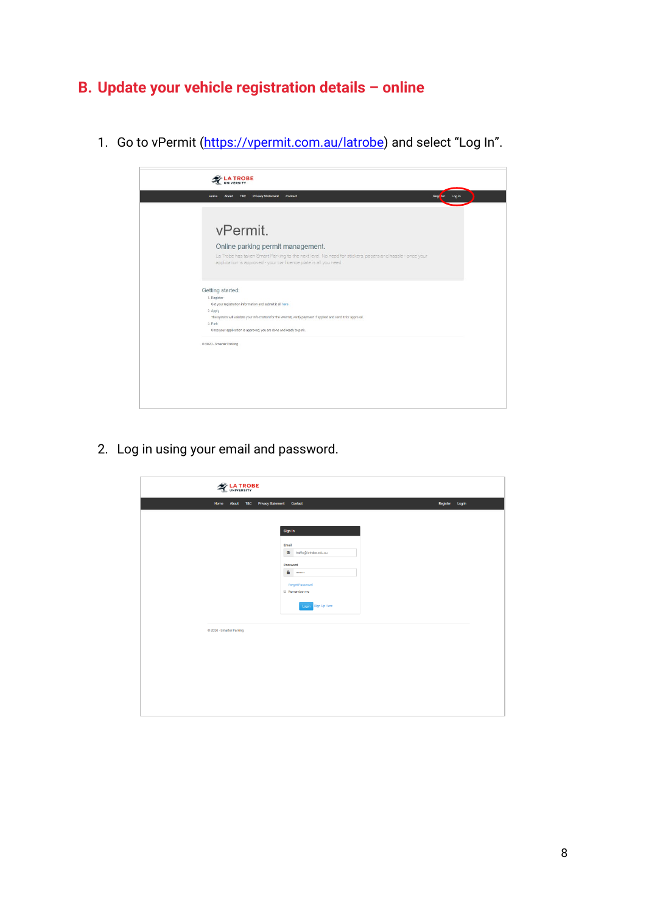## B. Update your vehicle registration details – online

1. Go to vPermit ([https://vpermit.com.au/latrobe](https://vpermit.com.au/latrobe)) and select "Log In".

2. Log in using your email and password.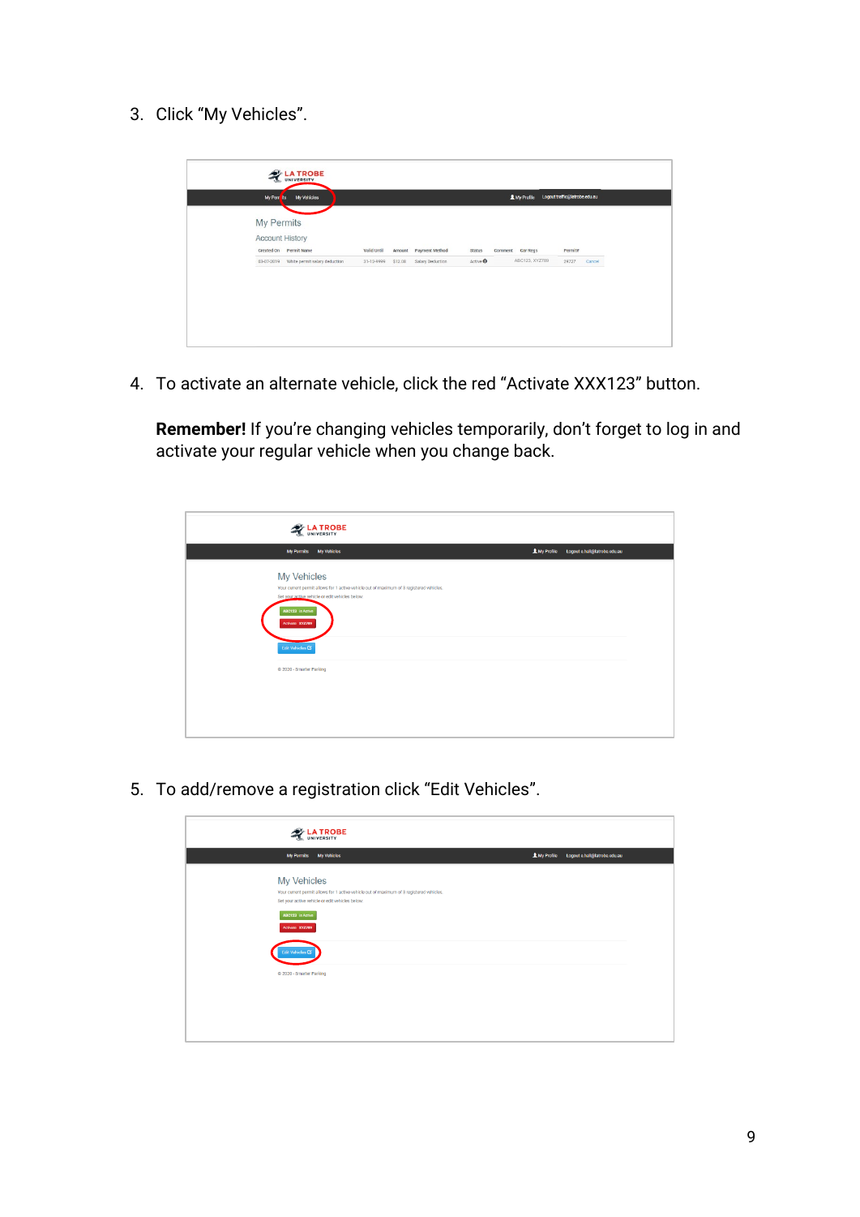3. Click "My Vehicles".

4. To activate an alternate vehicle, click the red "Activate XXX123" button.

   **Remember!** If you're changing vehicles temporarily, don't forget to log in and activate your regular vehicle when you change back.

5. To add/remove a registration click "Edit Vehicles".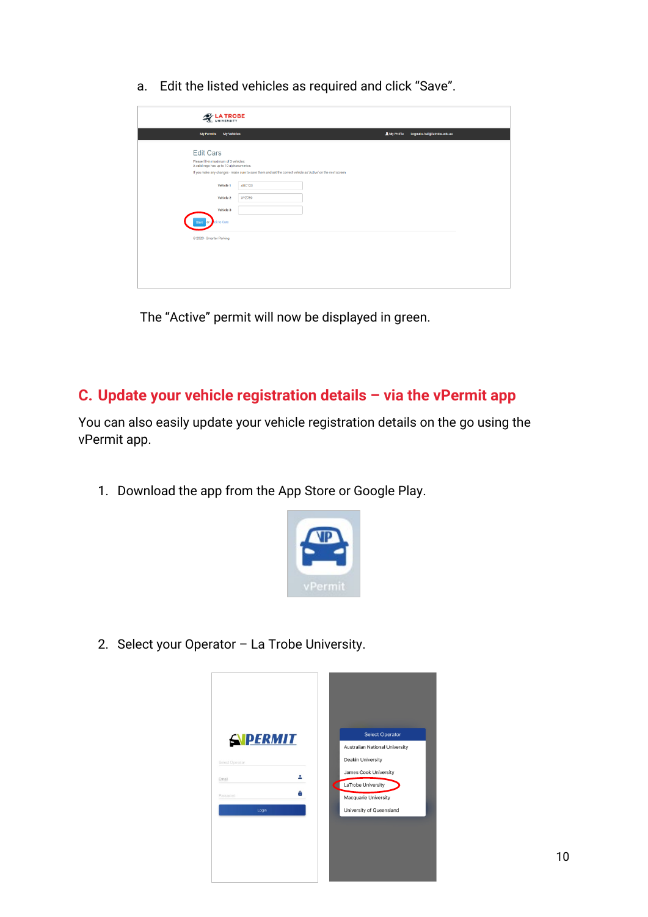a. Edit the listed vehicles as required and click "Save".

The "Active" permit will now be displayed in green.

## C. Update your vehicle registration details – via the vPermit app

You can also easily update your vehicle registration details on the go using the vPermit app.

1. Download the app from the App Store or Google Play.

2. Select your Operator – La Trobe University.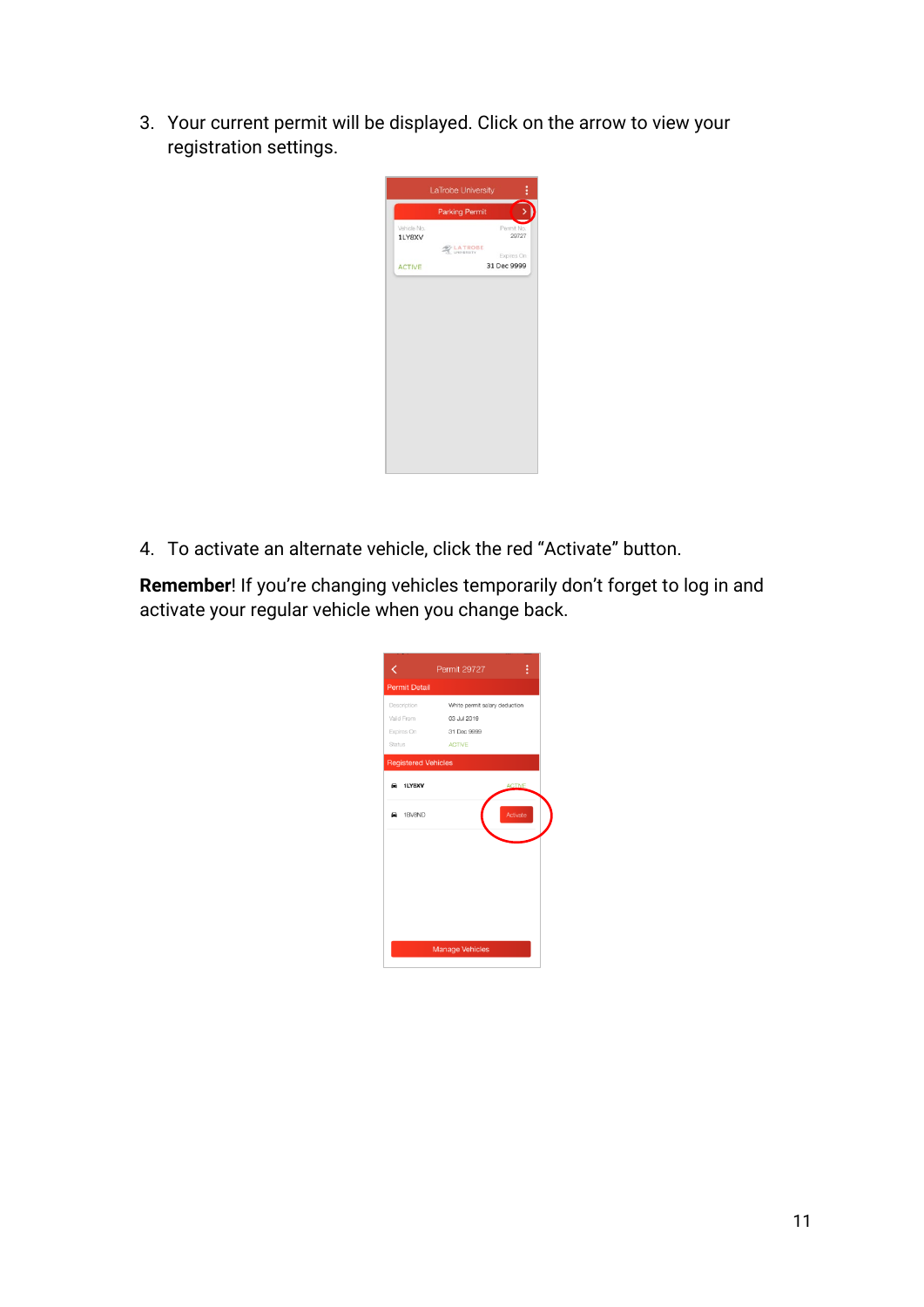3. Your current permit will be displayed. Click on the arrow to view your registration settings.

4. To activate an alternate vehicle, click the red "Activate" button.

**Remember**! If you're changing vehicles temporarily don't forget to log in and activate your regular vehicle when you change back.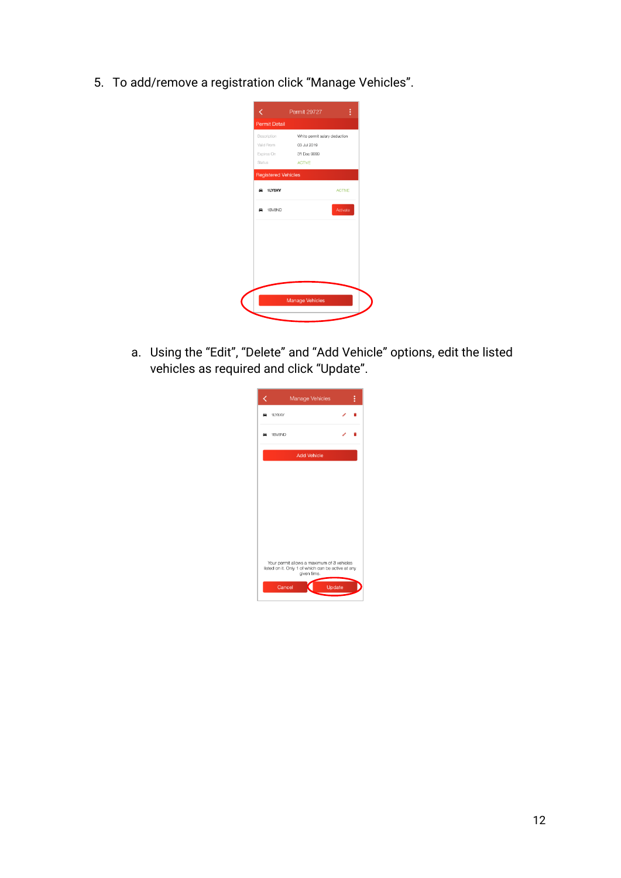5. To add/remove a registration click “Manage Vehicles”.

   a. Using the “Edit”, “Delete” and “Add Vehicle” options, edit the listed vehicles as required and click “Update”.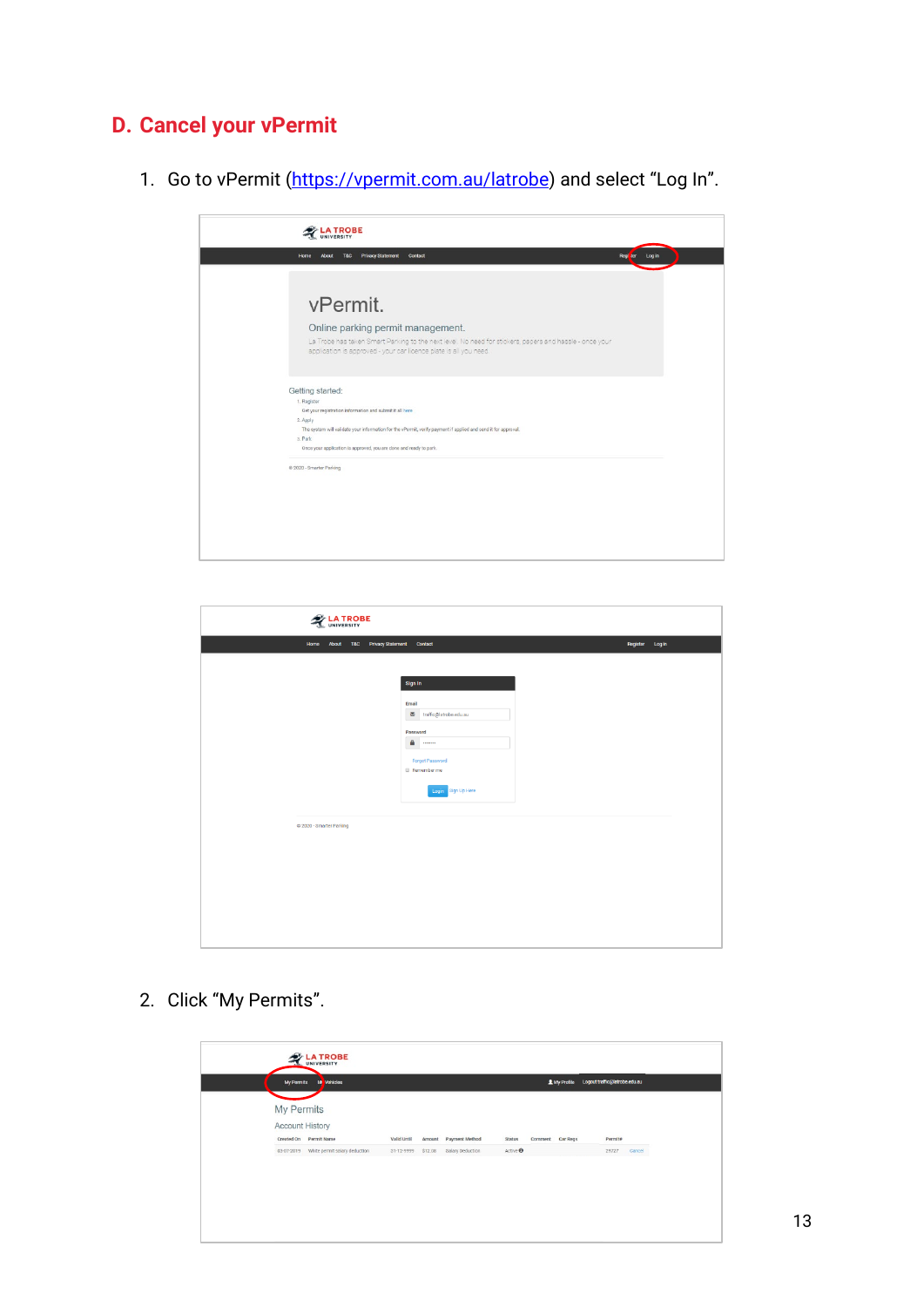## D. Cancel your vPermit

1. Go to vPermit ([https://vpermit.com.au/latrobe](https://vpermit.com.au/latrobe)) and select "Log In".

2. Click "My Permits".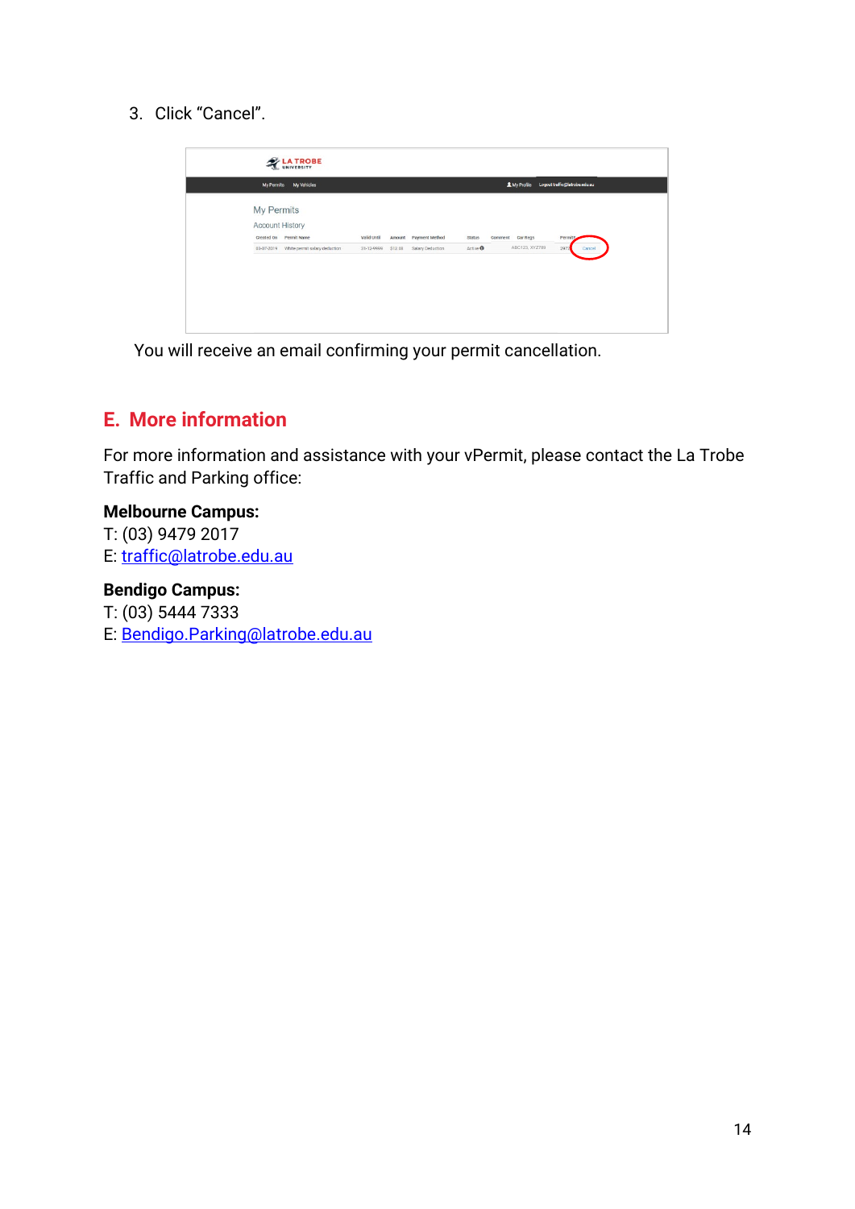3. Click "Cancel".

You will receive an email confirming your permit cancellation.

## E. More information

For more information and assistance with your vPermit, please contact the La Trobe Traffic and Parking office:

**Melbourne Campus:**
T: (03) 9479 2017
E: traffic@latrobe.edu.au

**Bendigo Campus:**
T: (03) 5444 7333
E: Bendigo.Parking@latrobe.edu.au